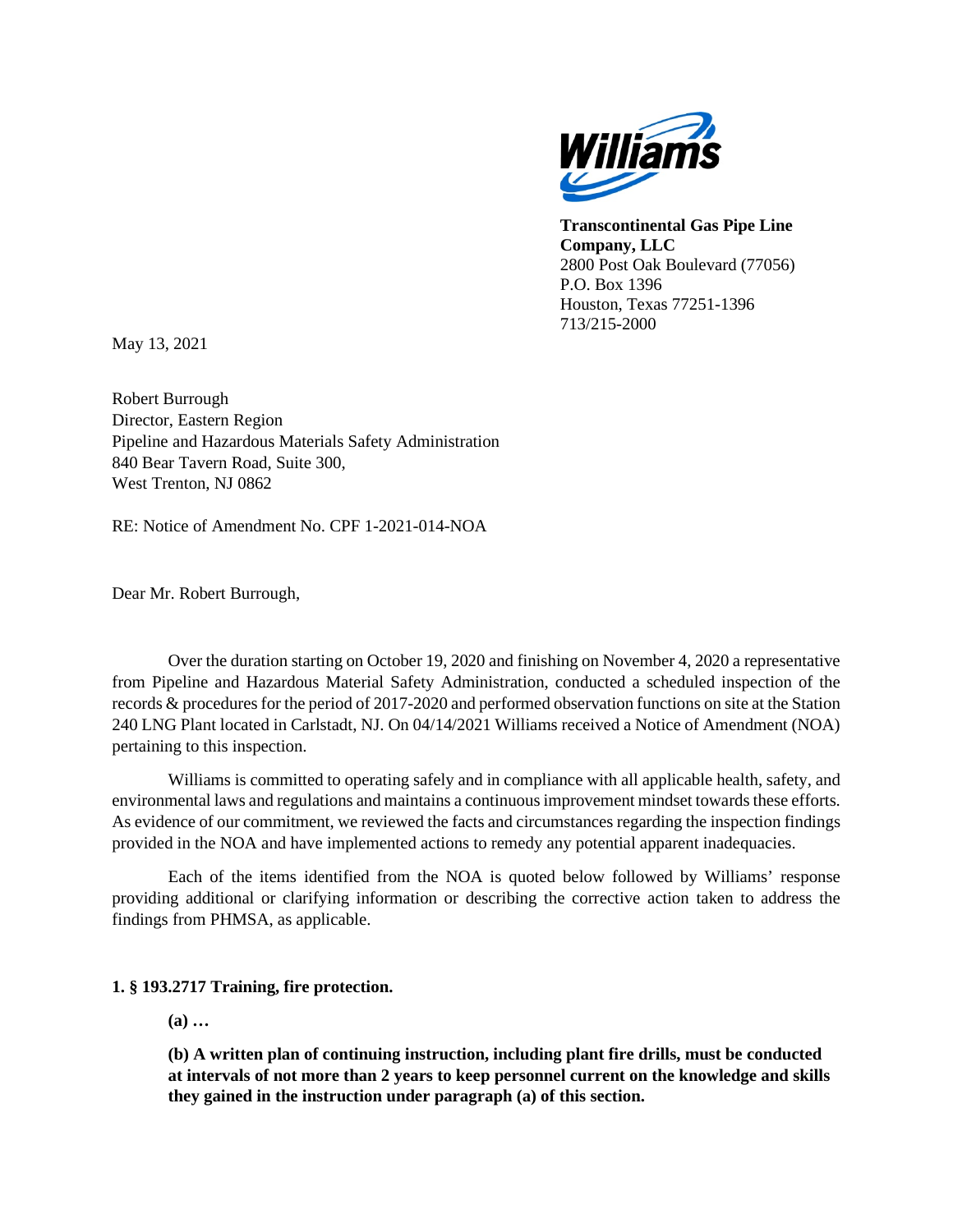**Transcontinental Gas Pipe Line Company, LLC**
2800 Post Oak Boulevard (77056)
P.O. Box 1396
Houston, Texas 77251-1396
713/215-2000

May 13, 2021

Robert Burrough
Director, Eastern Region
Pipeline and Hazardous Materials Safety Administration
840 Bear Tavern Road, Suite 300,
West Trenton, NJ 0862

RE: Notice of Amendment No. CPF 1-2021-014-NOA

Dear Mr. Robert Burrough,

Over the duration starting on October 19, 2020 and finishing on November 4, 2020 a representative from Pipeline and Hazardous Material Safety Administration, conducted a scheduled inspection of the records & procedures for the period of 2017-2020 and performed observation functions on site at the Station 240 LNG Plant located in Carlstadt, NJ. On 04/14/2021 Williams received a Notice of Amendment (NOA) pertaining to this inspection.

Williams is committed to operating safely and in compliance with all applicable health, safety, and environmental laws and regulations and maintains a continuous improvement mindset towards these efforts. As evidence of our commitment, we reviewed the facts and circumstances regarding the inspection findings provided in the NOA and have implemented actions to remedy any potential apparent inadequacies.

Each of the items identified from the NOA is quoted below followed by Williams' response providing additional or clarifying information or describing the corrective action taken to address the findings from PHMSA, as applicable.

**1. § 193.2717 Training, fire protection.**

> **(a) …**
>
> **(b) A written plan of continuing instruction, including plant fire drills, must be conducted at intervals of not more than 2 years to keep personnel current on the knowledge and skills they gained in the instruction under paragraph (a) of this section.**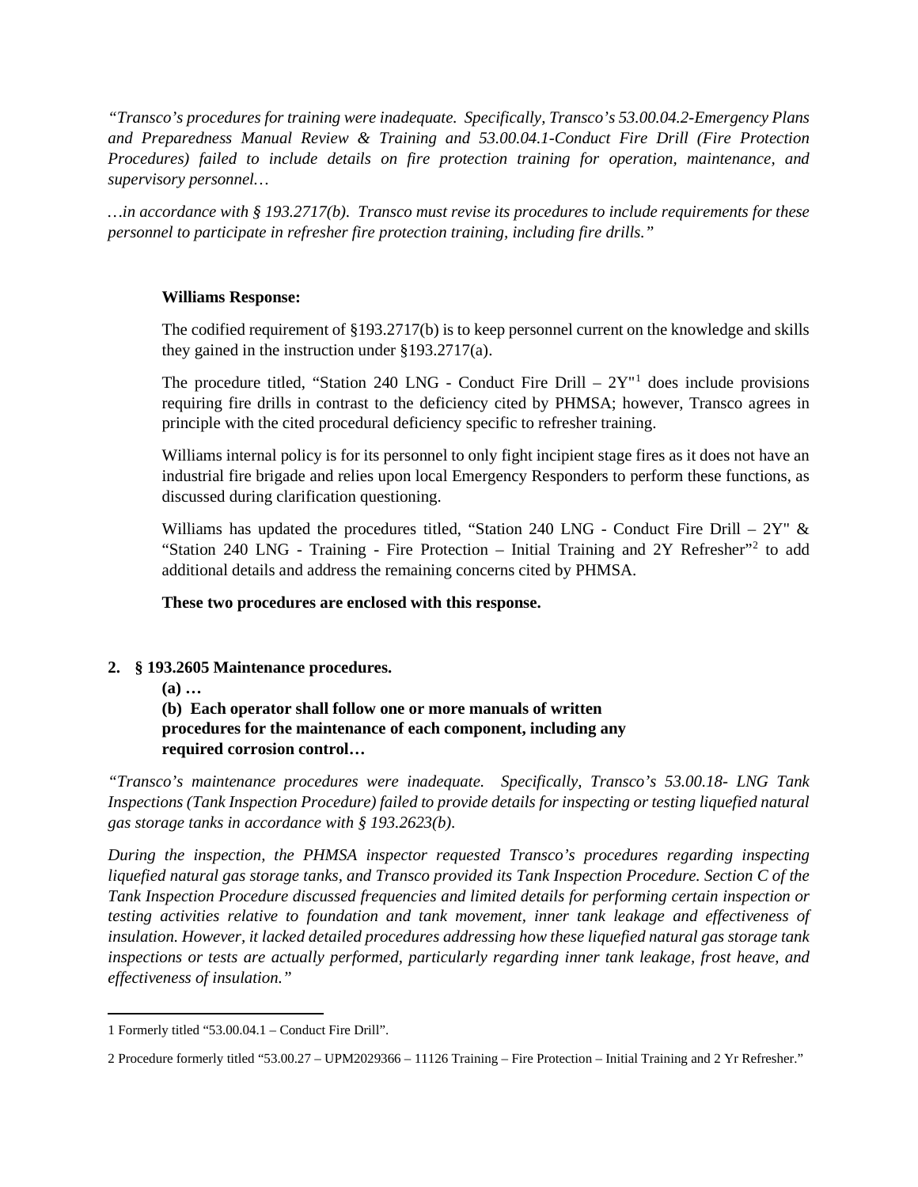*"Transco's procedures for training were inadequate. Specifically, Transco's 53.00.04.2-Emergency Plans and Preparedness Manual Review & Training and 53.00.04.1-Conduct Fire Drill (Fire Protection Procedures) failed to include details on fire protection training for operation, maintenance, and supervisory personnel…*

*…in accordance with § 193.2717(b). Transco must revise its procedures to include requirements for these personnel to participate in refresher fire protection training, including fire drills."*

**Williams Response:**

The codified requirement of §193.2717(b) is to keep personnel current on the knowledge and skills they gained in the instruction under §193.2717(a).

The procedure titled, "Station 240 LNG - Conduct Fire Drill – 2Y"[1] does include provisions requiring fire drills in contrast to the deficiency cited by PHMSA; however, Transco agrees in principle with the cited procedural deficiency specific to refresher training.

Williams internal policy is for its personnel to only fight incipient stage fires as it does not have an industrial fire brigade and relies upon local Emergency Responders to perform these functions, as discussed during clarification questioning.

Williams has updated the procedures titled, "Station 240 LNG - Conduct Fire Drill – 2Y" & "Station 240 LNG - Training - Fire Protection – Initial Training and 2Y Refresher"[2] to add additional details and address the remaining concerns cited by PHMSA.

**These two procedures are enclosed with this response.**

**2. § 193.2605 Maintenance procedures.**

**(a) …**

**(b) Each operator shall follow one or more manuals of written procedures for the maintenance of each component, including any required corrosion control…**

*"Transco's maintenance procedures were inadequate. Specifically, Transco's 53.00.18- LNG Tank Inspections (Tank Inspection Procedure) failed to provide details for inspecting or testing liquefied natural gas storage tanks in accordance with § 193.2623(b).*

*During the inspection, the PHMSA inspector requested Transco's procedures regarding inspecting liquefied natural gas storage tanks, and Transco provided its Tank Inspection Procedure. Section C of the Tank Inspection Procedure discussed frequencies and limited details for performing certain inspection or testing activities relative to foundation and tank movement, inner tank leakage and effectiveness of insulation. However, it lacked detailed procedures addressing how these liquefied natural gas storage tank inspections or tests are actually performed, particularly regarding inner tank leakage, frost heave, and effectiveness of insulation."*

---

1 Formerly titled "53.00.04.1 – Conduct Fire Drill".

2 Procedure formerly titled "53.00.27 – UPM2029366 – 11126 Training – Fire Protection – Initial Training and 2 Yr Refresher."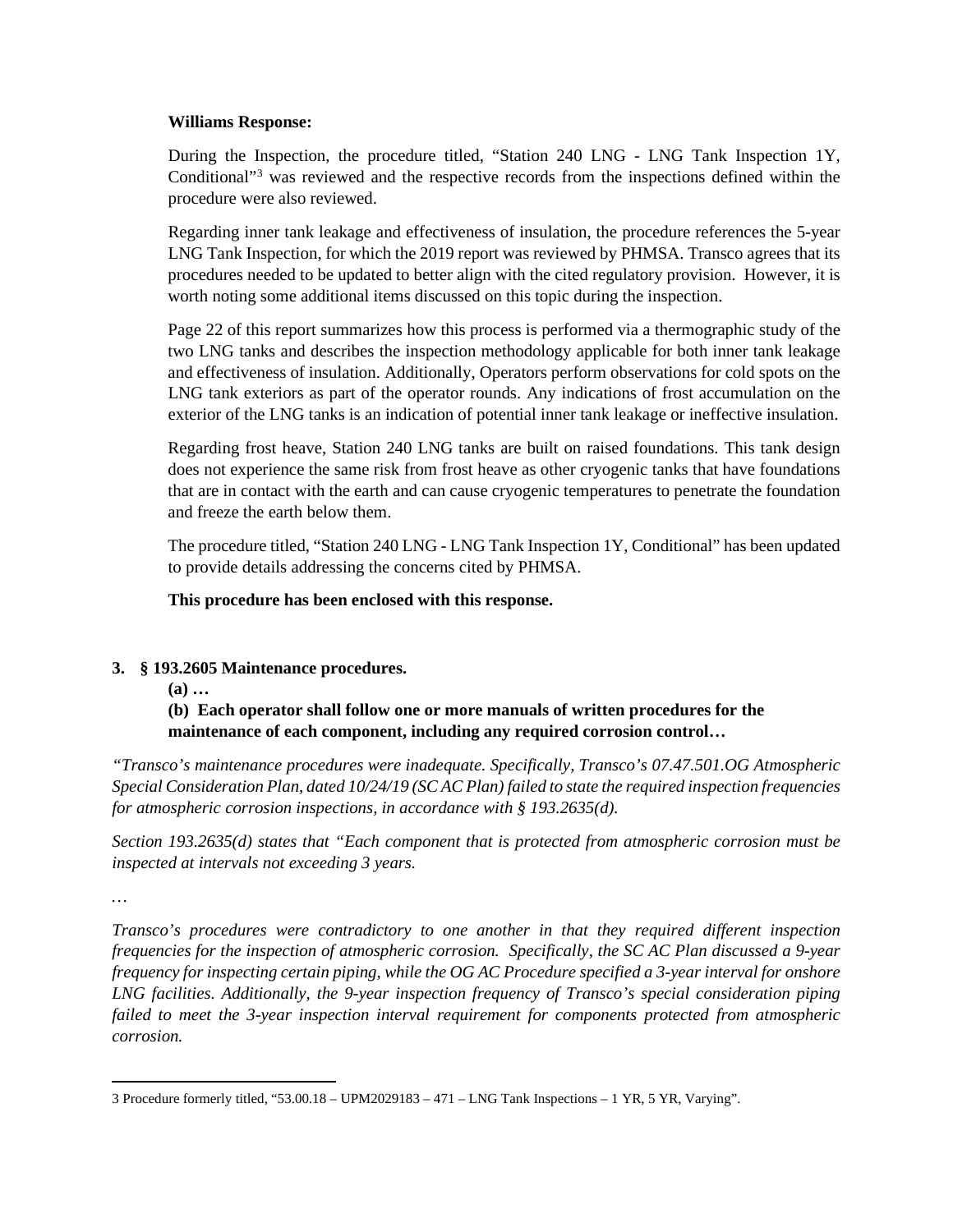**Williams Response:**

During the Inspection, the procedure titled, "Station 240 LNG - LNG Tank Inspection 1Y, Conditional"[3] was reviewed and the respective records from the inspections defined within the procedure were also reviewed.

Regarding inner tank leakage and effectiveness of insulation, the procedure references the 5-year LNG Tank Inspection, for which the 2019 report was reviewed by PHMSA. Transco agrees that its procedures needed to be updated to better align with the cited regulatory provision. However, it is worth noting some additional items discussed on this topic during the inspection.

Page 22 of this report summarizes how this process is performed via a thermographic study of the two LNG tanks and describes the inspection methodology applicable for both inner tank leakage and effectiveness of insulation. Additionally, Operators perform observations for cold spots on the LNG tank exteriors as part of the operator rounds. Any indications of frost accumulation on the exterior of the LNG tanks is an indication of potential inner tank leakage or ineffective insulation.

Regarding frost heave, Station 240 LNG tanks are built on raised foundations. This tank design does not experience the same risk from frost heave as other cryogenic tanks that have foundations that are in contact with the earth and can cause cryogenic temperatures to penetrate the foundation and freeze the earth below them.

The procedure titled, "Station 240 LNG - LNG Tank Inspection 1Y, Conditional" has been updated to provide details addressing the concerns cited by PHMSA.

**This procedure has been enclosed with this response.**

**3. § 193.2605 Maintenance procedures.**

**(a) …**

**(b) Each operator shall follow one or more manuals of written procedures for the maintenance of each component, including any required corrosion control…**

*"Transco's maintenance procedures were inadequate. Specifically, Transco's 07.47.501.OG Atmospheric Special Consideration Plan, dated 10/24/19 (SC AC Plan) failed to state the required inspection frequencies for atmospheric corrosion inspections, in accordance with § 193.2635(d).*

*Section 193.2635(d) states that "Each component that is protected from atmospheric corrosion must be inspected at intervals not exceeding 3 years.*

*…*

*Transco's procedures were contradictory to one another in that they required different inspection frequencies for the inspection of atmospheric corrosion. Specifically, the SC AC Plan discussed a 9-year frequency for inspecting certain piping, while the OG AC Procedure specified a 3-year interval for onshore LNG facilities. Additionally, the 9-year inspection frequency of Transco's special consideration piping failed to meet the 3-year inspection interval requirement for components protected from atmospheric corrosion.*

---

[3] Procedure formerly titled, "53.00.18 – UPM2029183 – 471 – LNG Tank Inspections – 1 YR, 5 YR, Varying".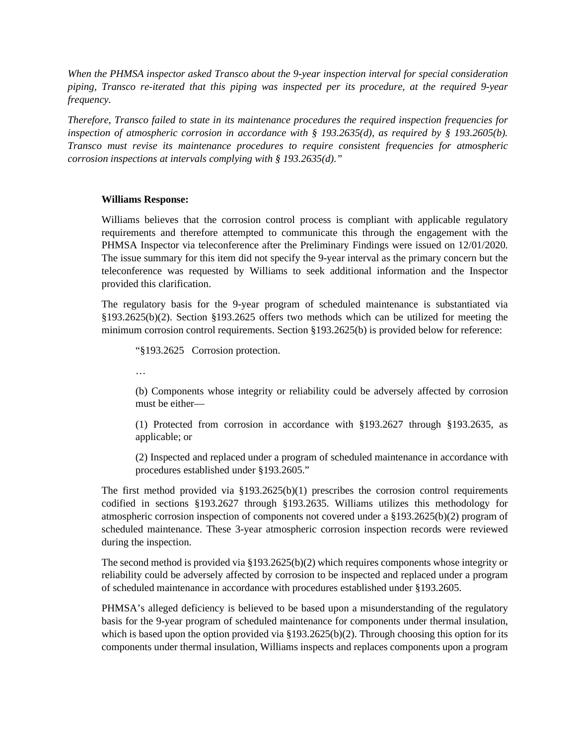*When the PHMSA inspector asked Transco about the 9-year inspection interval for special consideration piping, Transco re-iterated that this piping was inspected per its procedure, at the required 9-year frequency.*

*Therefore, Transco failed to state in its maintenance procedures the required inspection frequencies for inspection of atmospheric corrosion in accordance with § 193.2635(d), as required by § 193.2605(b). Transco must revise its maintenance procedures to require consistent frequencies for atmospheric corrosion inspections at intervals complying with § 193.2635(d)."*

**Williams Response:**

Williams believes that the corrosion control process is compliant with applicable regulatory requirements and therefore attempted to communicate this through the engagement with the PHMSA Inspector via teleconference after the Preliminary Findings were issued on 12/01/2020. The issue summary for this item did not specify the 9-year interval as the primary concern but the teleconference was requested by Williams to seek additional information and the Inspector provided this clarification.

The regulatory basis for the 9-year program of scheduled maintenance is substantiated via §193.2625(b)(2). Section §193.2625 offers two methods which can be utilized for meeting the minimum corrosion control requirements. Section §193.2625(b) is provided below for reference:

> "§193.2625 Corrosion protection.
>
> …
>
> (b) Components whose integrity or reliability could be adversely affected by corrosion must be either—
>
> (1) Protected from corrosion in accordance with §193.2627 through §193.2635, as applicable; or
>
> (2) Inspected and replaced under a program of scheduled maintenance in accordance with procedures established under §193.2605."

The first method provided via §193.2625(b)(1) prescribes the corrosion control requirements codified in sections §193.2627 through §193.2635. Williams utilizes this methodology for atmospheric corrosion inspection of components not covered under a §193.2625(b)(2) program of scheduled maintenance. These 3-year atmospheric corrosion inspection records were reviewed during the inspection.

The second method is provided via §193.2625(b)(2) which requires components whose integrity or reliability could be adversely affected by corrosion to be inspected and replaced under a program of scheduled maintenance in accordance with procedures established under §193.2605.

PHMSA's alleged deficiency is believed to be based upon a misunderstanding of the regulatory basis for the 9-year program of scheduled maintenance for components under thermal insulation, which is based upon the option provided via §193.2625(b)(2). Through choosing this option for its components under thermal insulation, Williams inspects and replaces components upon a program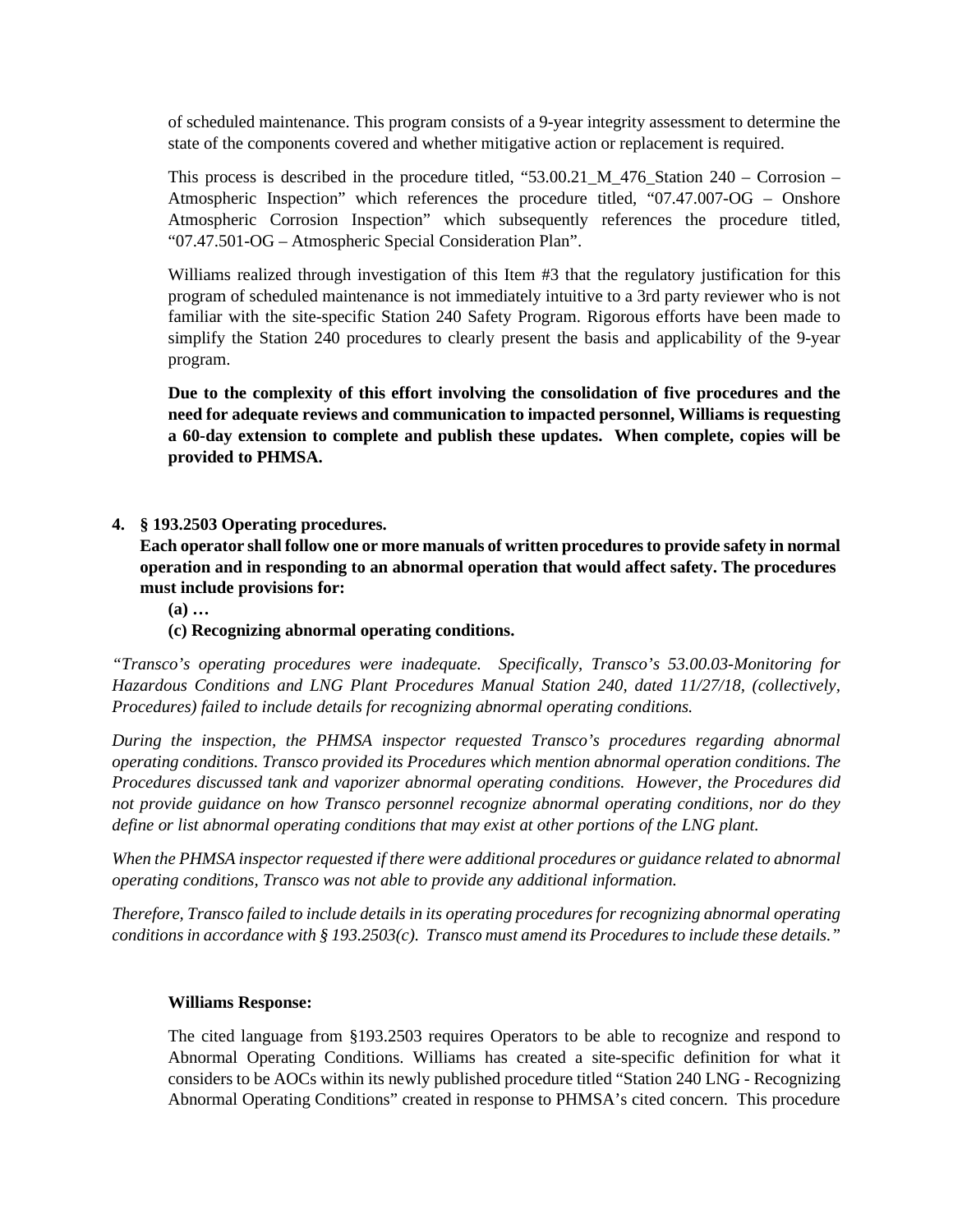of scheduled maintenance. This program consists of a 9-year integrity assessment to determine the state of the components covered and whether mitigative action or replacement is required.

This process is described in the procedure titled, "53.00.21_M_476_Station 240 – Corrosion – Atmospheric Inspection" which references the procedure titled, "07.47.007-OG – Onshore Atmospheric Corrosion Inspection" which subsequently references the procedure titled, "07.47.501-OG – Atmospheric Special Consideration Plan".

Williams realized through investigation of this Item #3 that the regulatory justification for this program of scheduled maintenance is not immediately intuitive to a 3rd party reviewer who is not familiar with the site-specific Station 240 Safety Program. Rigorous efforts have been made to simplify the Station 240 procedures to clearly present the basis and applicability of the 9-year program.

**Due to the complexity of this effort involving the consolidation of five procedures and the need for adequate reviews and communication to impacted personnel, Williams is requesting a 60-day extension to complete and publish these updates. When complete, copies will be provided to PHMSA.**

**4. § 193.2503 Operating procedures.**
**Each operator shall follow one or more manuals of written procedures to provide safety in normal operation and in responding to an abnormal operation that would affect safety. The procedures must include provisions for:**

**(a) …**

**(c) Recognizing abnormal operating conditions.**

*"Transco's operating procedures were inadequate. Specifically, Transco's 53.00.03-Monitoring for Hazardous Conditions and LNG Plant Procedures Manual Station 240, dated 11/27/18, (collectively, Procedures) failed to include details for recognizing abnormal operating conditions.*

*During the inspection, the PHMSA inspector requested Transco's procedures regarding abnormal operating conditions. Transco provided its Procedures which mention abnormal operation conditions. The Procedures discussed tank and vaporizer abnormal operating conditions. However, the Procedures did not provide guidance on how Transco personnel recognize abnormal operating conditions, nor do they define or list abnormal operating conditions that may exist at other portions of the LNG plant.*

*When the PHMSA inspector requested if there were additional procedures or guidance related to abnormal operating conditions, Transco was not able to provide any additional information.*

*Therefore, Transco failed to include details in its operating procedures for recognizing abnormal operating conditions in accordance with § 193.2503(c). Transco must amend its Procedures to include these details."*

**Williams Response:**

The cited language from §193.2503 requires Operators to be able to recognize and respond to Abnormal Operating Conditions. Williams has created a site-specific definition for what it considers to be AOCs within its newly published procedure titled "Station 240 LNG - Recognizing Abnormal Operating Conditions" created in response to PHMSA's cited concern. This procedure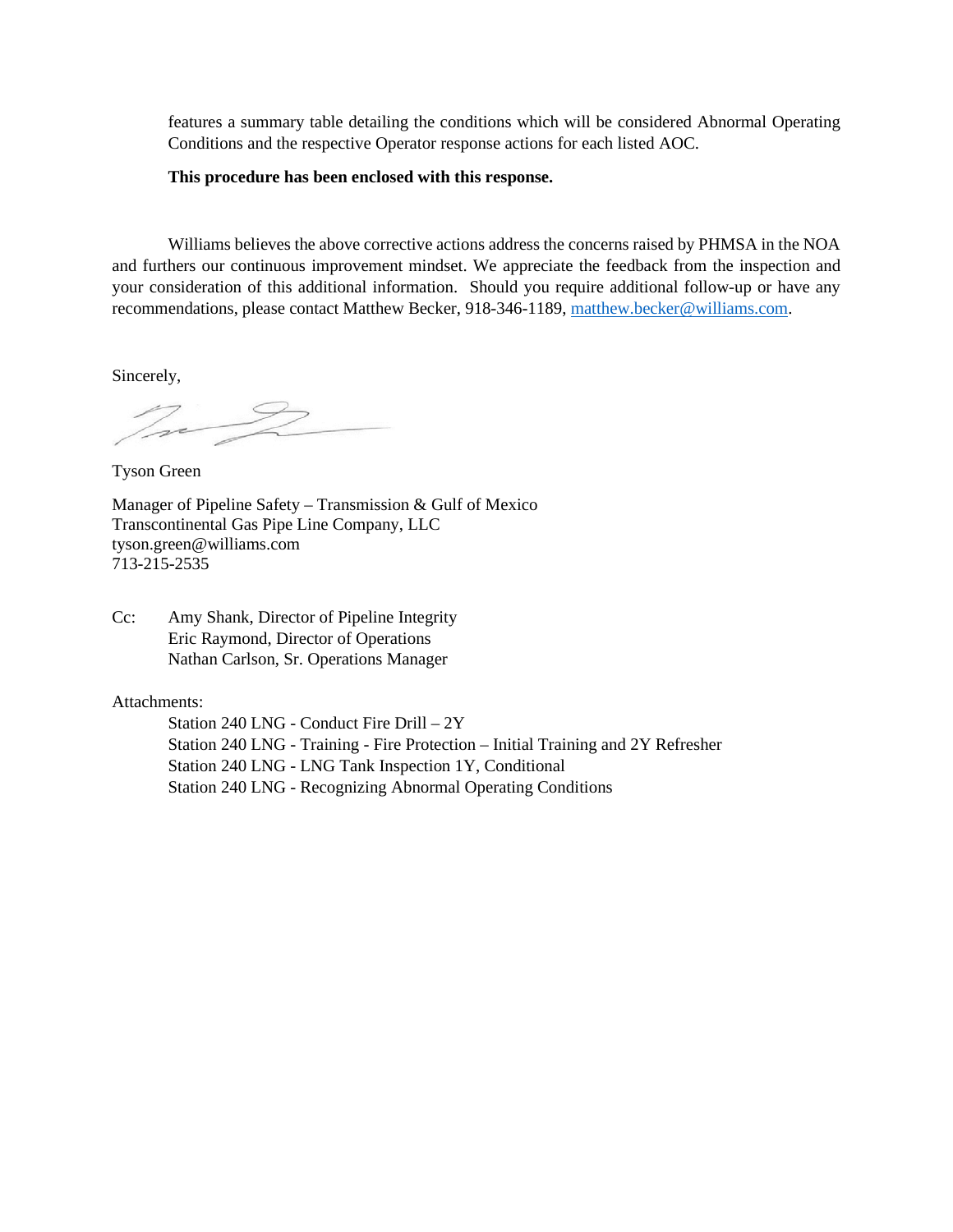features a summary table detailing the conditions which will be considered Abnormal Operating Conditions and the respective Operator response actions for each listed AOC.

**This procedure has been enclosed with this response.**

Williams believes the above corrective actions address the concerns raised by PHMSA in the NOA and furthers our continuous improvement mindset. We appreciate the feedback from the inspection and your consideration of this additional information. Should you require additional follow-up or have any recommendations, please contact Matthew Becker, 918-346-1189, matthew.becker@williams.com.

Sincerely,

Tyson Green

Manager of Pipeline Safety – Transmission & Gulf of Mexico
Transcontinental Gas Pipe Line Company, LLC
tyson.green@williams.com
713-215-2535

Cc: Amy Shank, Director of Pipeline Integrity
Eric Raymond, Director of Operations
Nathan Carlson, Sr. Operations Manager

Attachments:

Station 240 LNG - Conduct Fire Drill – 2Y
Station 240 LNG - Training - Fire Protection – Initial Training and 2Y Refresher
Station 240 LNG - LNG Tank Inspection 1Y, Conditional
Station 240 LNG - Recognizing Abnormal Operating Conditions